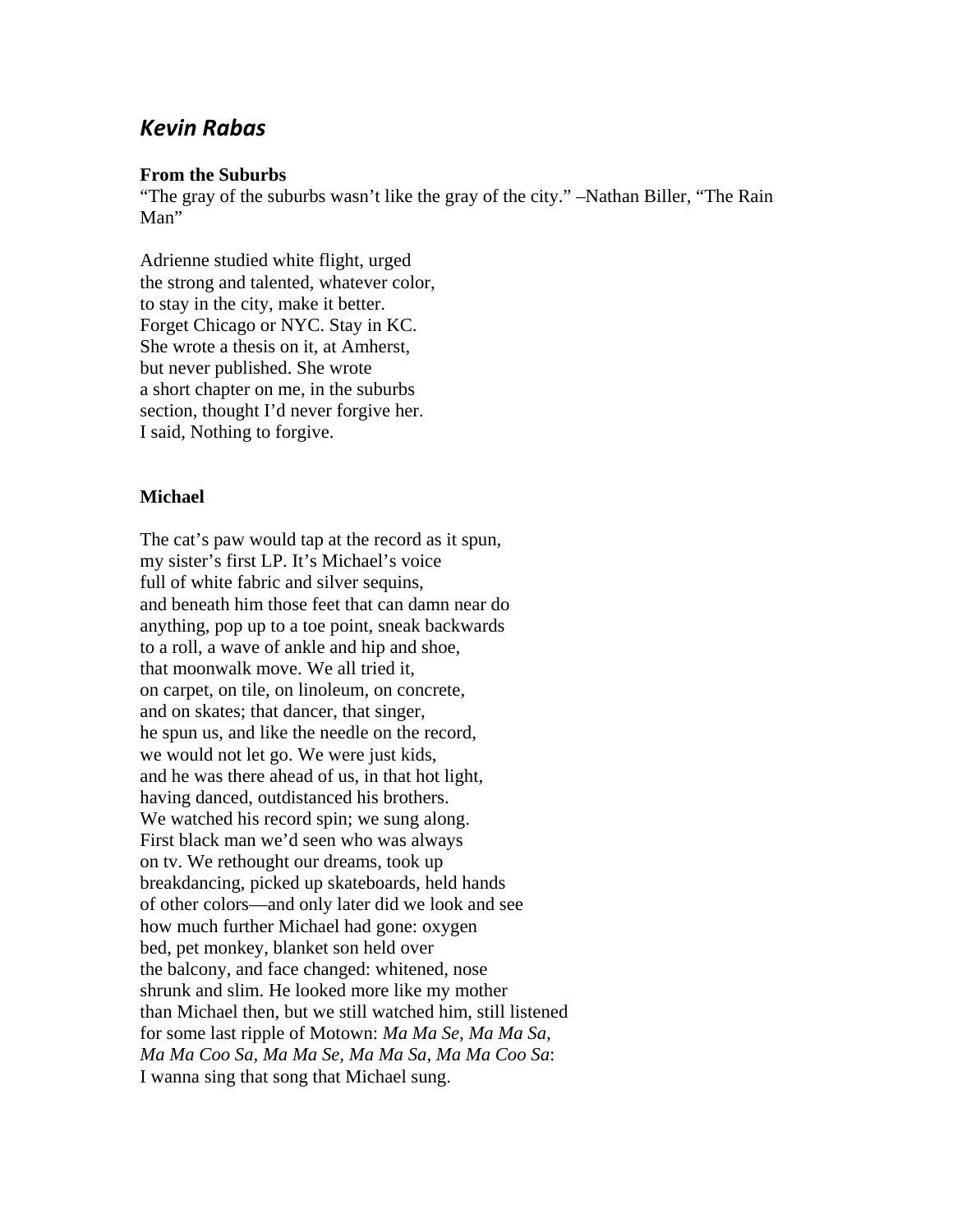# *Kevin Rabas*

### From the Suburbs

"The gray of the suburbs wasn't like the gray of the city." –Nathan Biller, "The Rain Man"

Adrienne studied white flight, urged  
the strong and talented, whatever color,  
to stay in the city, make it better.  
Forget Chicago or NYC. Stay in KC.  
She wrote a thesis on it, at Amherst,  
but never published. She wrote  
a short chapter on me, in the suburbs  
section, thought I'd never forgive her.  
I said, Nothing to forgive.

### Michael

The cat's paw would tap at the record as it spun,  
my sister's first LP. It's Michael's voice  
full of white fabric and silver sequins,  
and beneath him those feet that can damn near do  
anything, pop up to a toe point, sneak backwards  
to a roll, a wave of ankle and hip and shoe,  
that moonwalk move. We all tried it,  
on carpet, on tile, on linoleum, on concrete,  
and on skates; that dancer, that singer,  
he spun us, and like the needle on the record,  
we would not let go. We were just kids,  
and he was there ahead of us, in that hot light,  
having danced, outdistanced his brothers.  
We watched his record spin; we sung along.  
First black man we'd seen who was always  
on tv. We rethought our dreams, took up  
breakdancing, picked up skateboards, held hands  
of other colors—and only later did we look and see  
how much further Michael had gone: oxygen  
bed, pet monkey, blanket son held over  
the balcony, and face changed: whitened, nose  
shrunk and slim. He looked more like my mother  
than Michael then, but we still watched him, still listened  
for some last ripple of Motown: *Ma Ma Se, Ma Ma Sa,*  
*Ma Ma Coo Sa, Ma Ma Se, Ma Ma Sa, Ma Ma Coo Sa*:  
I wanna sing that song that Michael sung.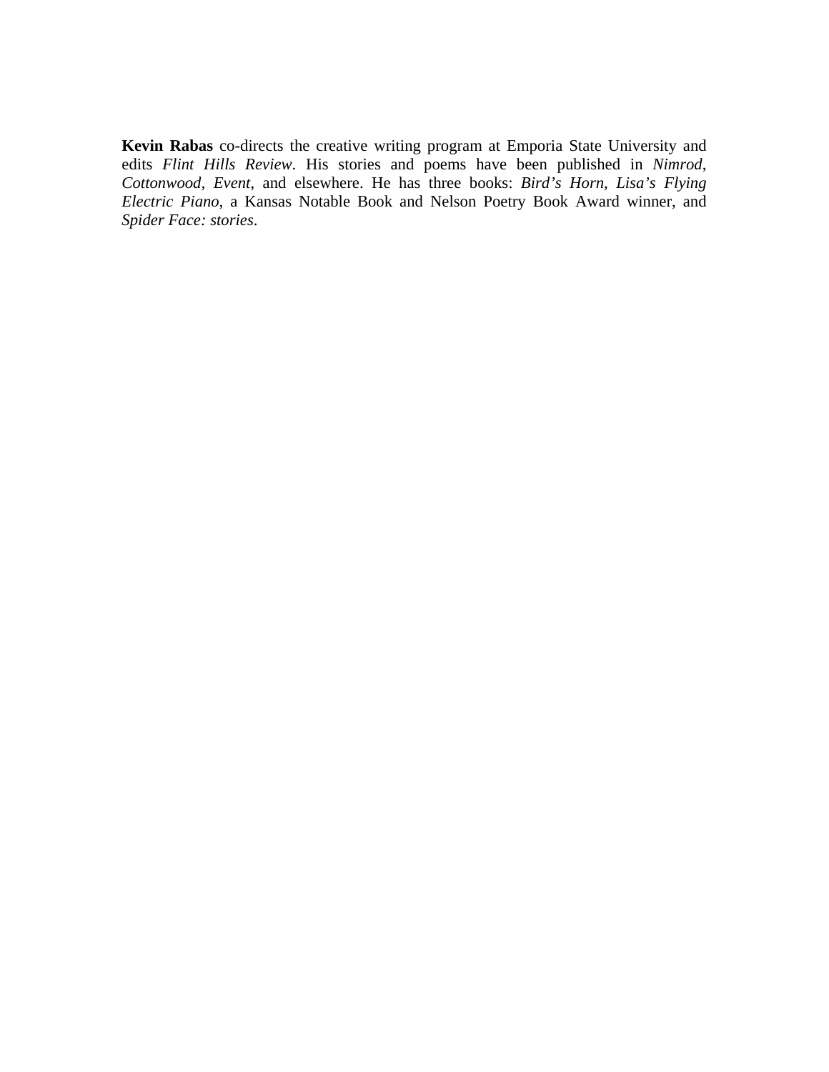**Kevin Rabas** co-directs the creative writing program at Emporia State University and edits *Flint Hills Review*. His stories and poems have been published in *Nimrod*, *Cottonwood*, *Event*, and elsewhere. He has three books: *Bird's Horn, Lisa's Flying Electric Piano*, a Kansas Notable Book and Nelson Poetry Book Award winner, and *Spider Face: stories*.